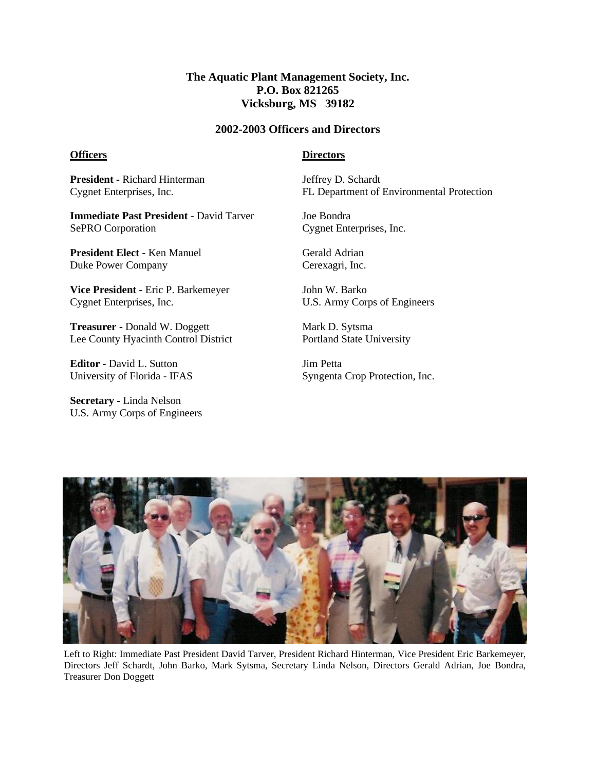**The Aquatic Plant Management Society, Inc.**
**P.O. Box 821265**
**Vicksburg, MS 39182**

## 2002-2003 Officers and Directors

### Officers

**President -** Richard Hinterman
Cygnet Enterprises, Inc.

**Immediate Past President** - David Tarver
SePRO Corporation

**President Elect -** Ken Manuel
Duke Power Company

**Vice President -** Eric P. Barkemeyer
Cygnet Enterprises, Inc.

**Treasurer -** Donald W. Doggett
Lee County Hyacinth Control District

**Editor -** David L. Sutton
University of Florida - IFAS

**Secretary -** Linda Nelson
U.S. Army Corps of Engineers

### Directors

Jeffrey D. Schardt
FL Department of Environmental Protection

Joe Bondra
Cygnet Enterprises, Inc.

Gerald Adrian
Cerexagri, Inc.

John W. Barko
U.S. Army Corps of Engineers

Mark D. Sytsma
Portland State University

Jim Petta
Syngenta Crop Protection, Inc.

Left to Right: Immediate Past President David Tarver, President Richard Hinterman, Vice President Eric Barkemeyer, Directors Jeff Schardt, John Barko, Mark Sytsma, Secretary Linda Nelson, Directors Gerald Adrian, Joe Bondra, Treasurer Don Doggett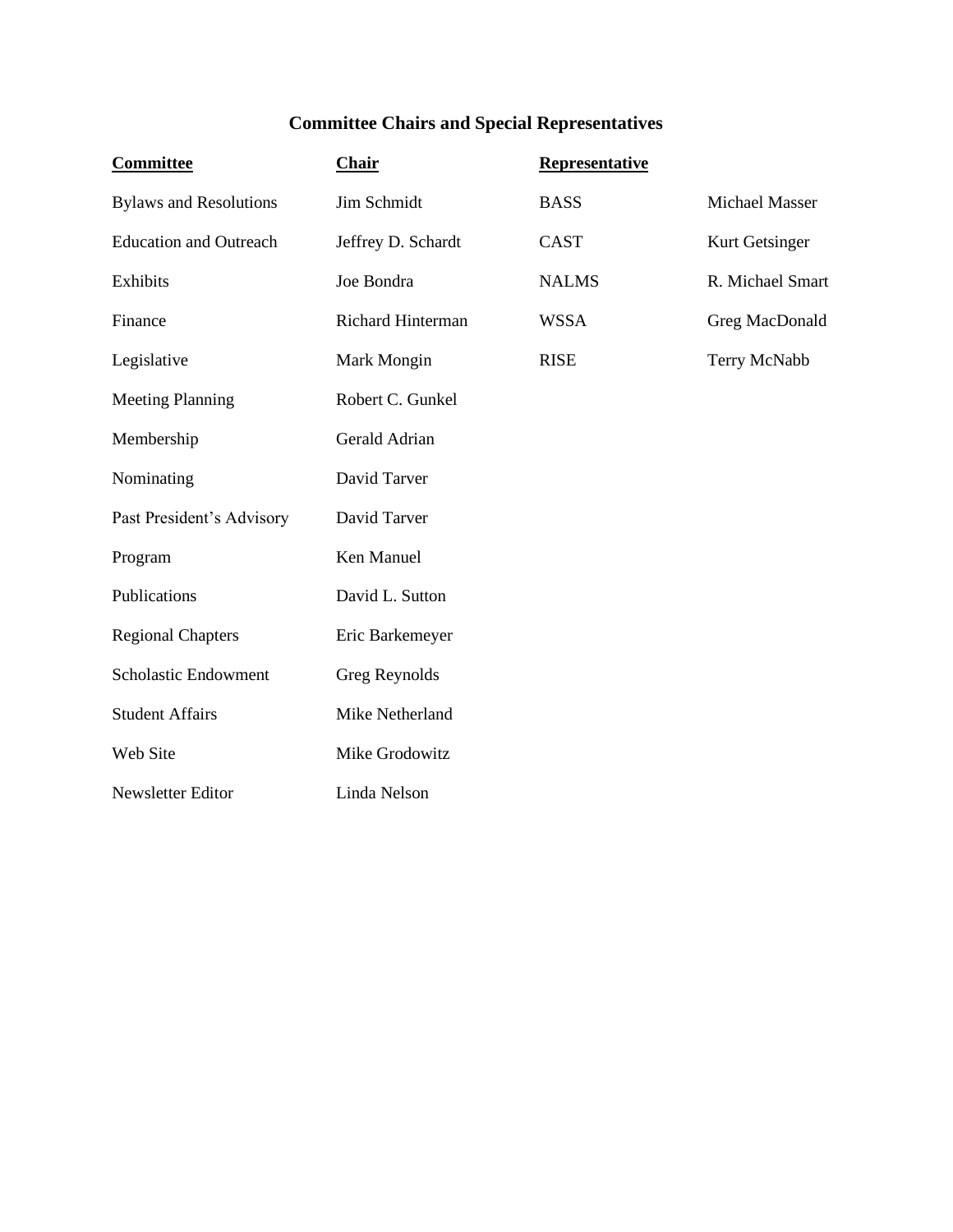# Committee Chairs and Special Representatives

| Committee | Chair | Representative | |
|---|---|---|---|
| Bylaws and Resolutions | Jim Schmidt | BASS | Michael Masser |
| Education and Outreach | Jeffrey D. Schardt | CAST | Kurt Getsinger |
| Exhibits | Joe Bondra | NALMS | R. Michael Smart |
| Finance | Richard Hinterman | WSSA | Greg MacDonald |
| Legislative | Mark Mongin | RISE | Terry McNabb |
| Meeting Planning | Robert C. Gunkel | | |
| Membership | Gerald Adrian | | |
| Nominating | David Tarver | | |
| Past President's Advisory | David Tarver | | |
| Program | Ken Manuel | | |
| Publications | David L. Sutton | | |
| Regional Chapters | Eric Barkemeyer | | |
| Scholastic Endowment | Greg Reynolds | | |
| Student Affairs | Mike Netherland | | |
| Web Site | Mike Grodowitz | | |
| Newsletter Editor | Linda Nelson | | |